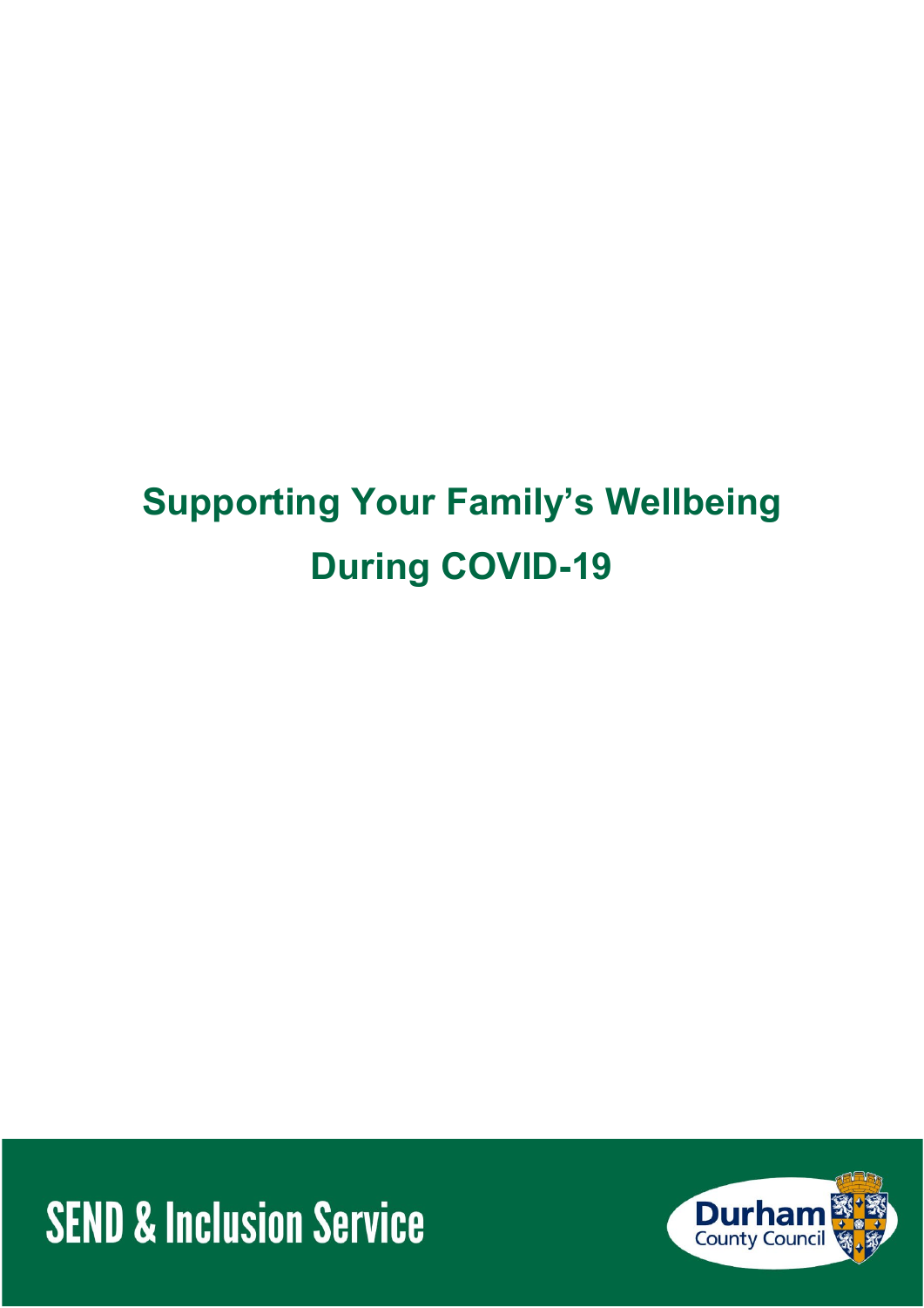# Supporting Your Family's Wellbeing During COVID-19

SEND & Inclusion Service

Durham County Council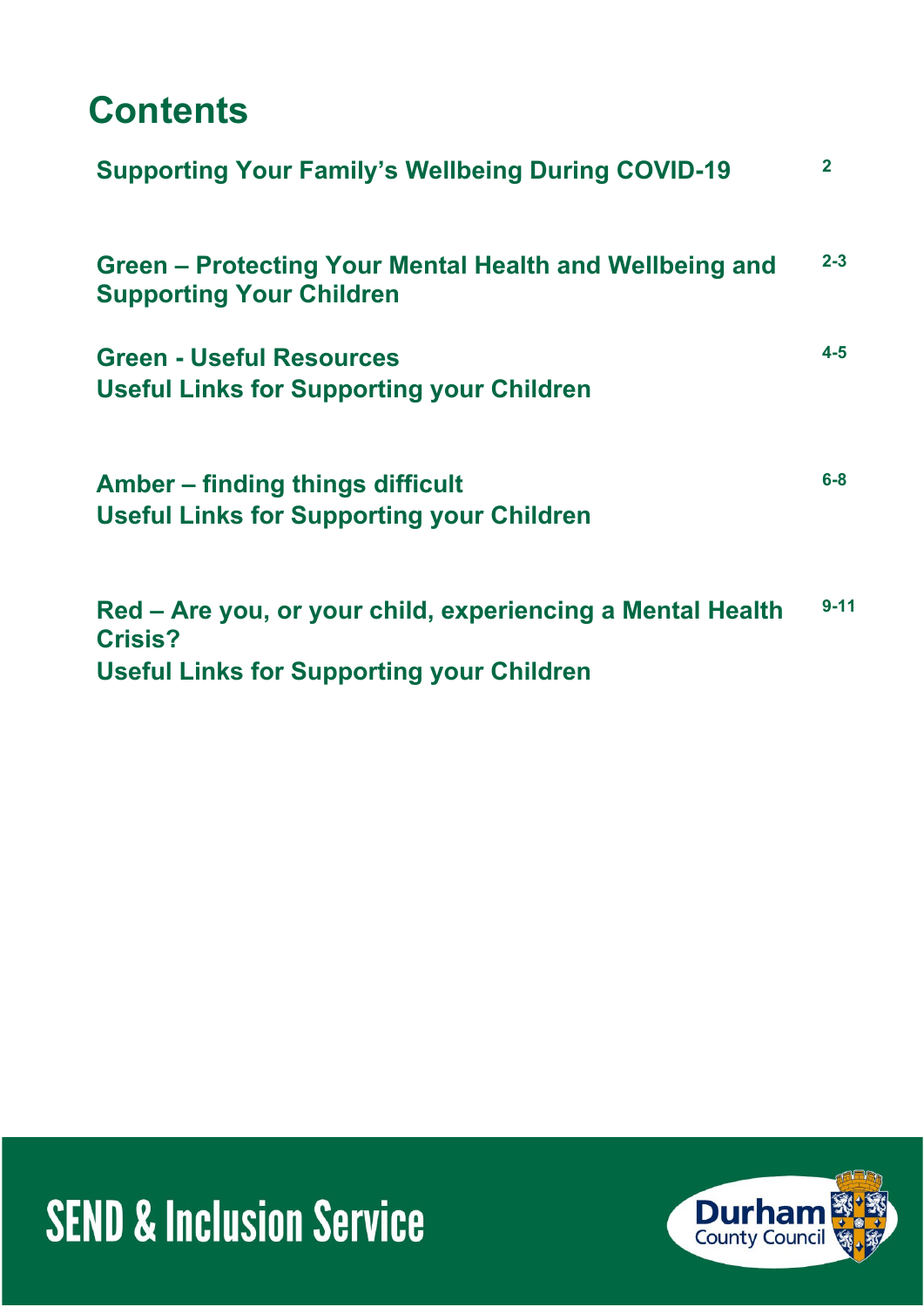# Contents

| | |
|---|---|
| **Supporting Your Family's Wellbeing During COVID-19** | **2** |
| **Green – Protecting Your Mental Health and Wellbeing and Supporting Your Children** | **2-3** |
| **Green - Useful Resources**<br>**Useful Links for Supporting your Children** | **4-5** |
| **Amber – finding things difficult**<br>**Useful Links for Supporting your Children** | **6-8** |
| **Red – Are you, or your child, experiencing a Mental Health Crisis?**<br>**Useful Links for Supporting your Children** | **9-11** |

SEND & Inclusion Service

Durham County Council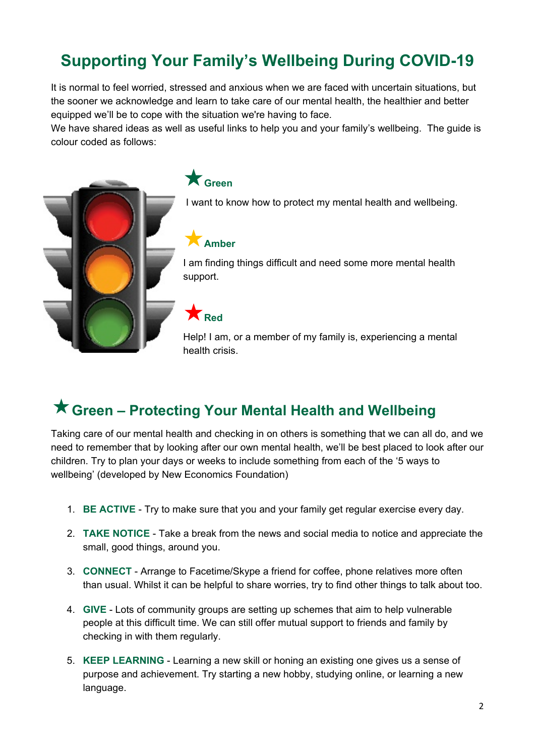# Supporting Your Family's Wellbeing During COVID-19

It is normal to feel worried, stressed and anxious when we are faced with uncertain situations, but the sooner we acknowledge and learn to take care of our mental health, the healthier and better equipped we'll be to cope with the situation we're having to face.
We have shared ideas as well as useful links to help you and your family's wellbeing. The guide is colour coded as follows:

★ **Green**

I want to know how to protect my mental health and wellbeing.

★ **Amber**

I am finding things difficult and need some more mental health support.

★ **Red**

Help! I am, or a member of my family is, experiencing a mental health crisis.

## ★ Green – Protecting Your Mental Health and Wellbeing

Taking care of our mental health and checking in on others is something that we can all do, and we need to remember that by looking after our own mental health, we'll be best placed to look after our children. Try to plan your days or weeks to include something from each of the '5 ways to wellbeing' (developed by New Economics Foundation)

1. **BE ACTIVE** - Try to make sure that you and your family get regular exercise every day.
2. **TAKE NOTICE** - Take a break from the news and social media to notice and appreciate the small, good things, around you.
3. **CONNECT** - Arrange to Facetime/Skype a friend for coffee, phone relatives more often than usual. Whilst it can be helpful to share worries, try to find other things to talk about too.
4. **GIVE** - Lots of community groups are setting up schemes that aim to help vulnerable people at this difficult time. We can still offer mutual support to friends and family by checking in with them regularly.
5. **KEEP LEARNING** - Learning a new skill or honing an existing one gives us a sense of purpose and achievement. Try starting a new hobby, studying online, or learning a new language.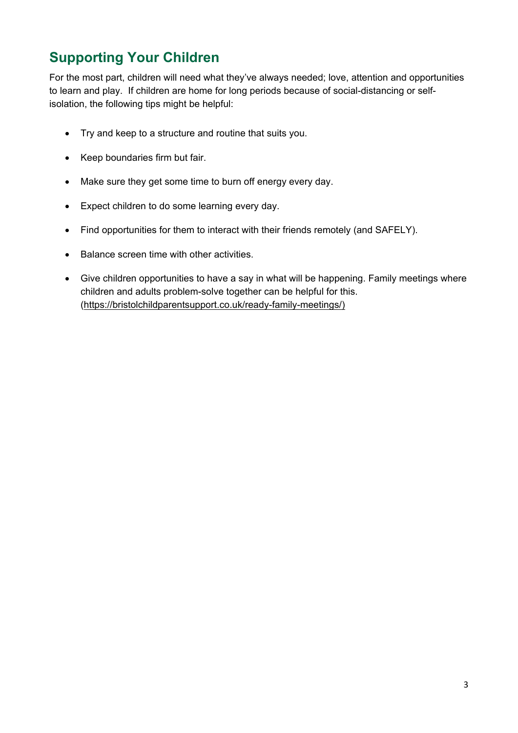## Supporting Your Children

For the most part, children will need what they've always needed; love, attention and opportunities to learn and play. If children are home for long periods because of social-distancing or self-isolation, the following tips might be helpful:

- Try and keep to a structure and routine that suits you.
- Keep boundaries firm but fair.
- Make sure they get some time to burn off energy every day.
- Expect children to do some learning every day.
- Find opportunities for them to interact with their friends remotely (and SAFELY).
- Balance screen time with other activities.
- Give children opportunities to have a say in what will be happening. Family meetings where children and adults problem-solve together can be helpful for this. (https://bristolchildparentsupport.co.uk/ready-family-meetings/)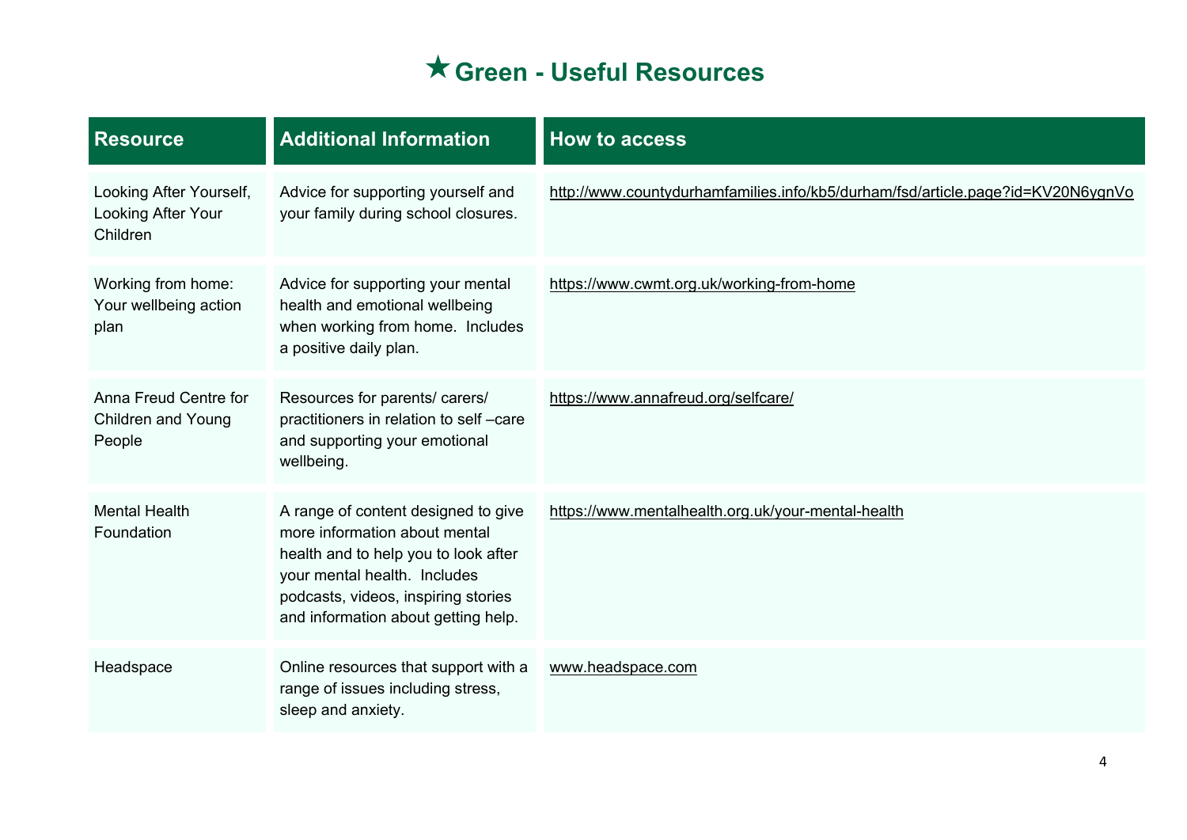# ★ Green - Useful Resources

| Resource | Additional Information | How to access |
|---|---|---|
| Looking After Yourself, Looking After Your Children | Advice for supporting yourself and your family during school closures. | http://www.countydurhamfamilies.info/kb5/durham/fsd/article.page?id=KV20N6ygnVo |
| Working from home: Your wellbeing action plan | Advice for supporting your mental health and emotional wellbeing when working from home. Includes a positive daily plan. | https://www.cwmt.org.uk/working-from-home |
| Anna Freud Centre for Children and Young People | Resources for parents/ carers/ practitioners in relation to self –care and supporting your emotional wellbeing. | https://www.annafreud.org/selfcare/ |
| Mental Health Foundation | A range of content designed to give more information about mental health and to help you to look after your mental health. Includes podcasts, videos, inspiring stories and information about getting help. | https://www.mentalhealth.org.uk/your-mental-health |
| Headspace | Online resources that support with a range of issues including stress, sleep and anxiety. | www.headspace.com |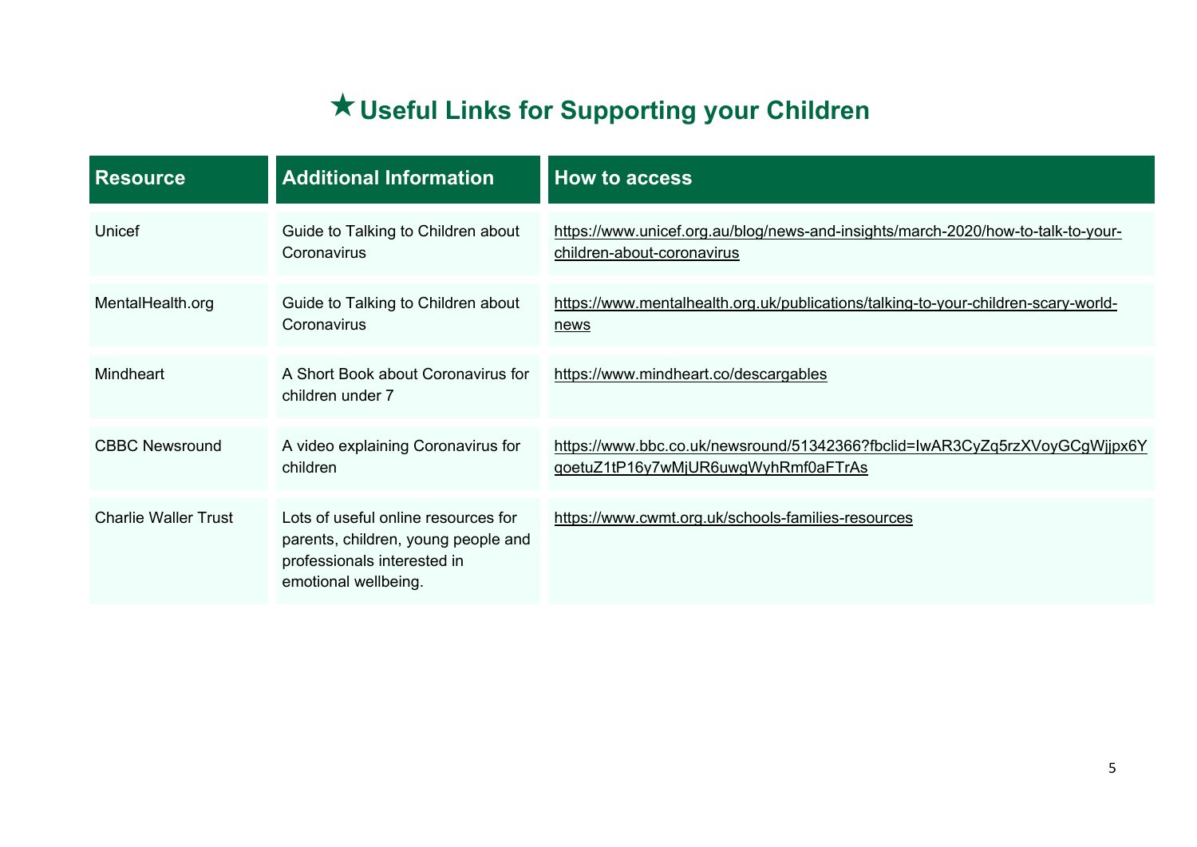# ★Useful Links for Supporting your Children

| Resource | Additional Information | How to access |
| --- | --- | --- |
| Unicef | Guide to Talking to Children about Coronavirus | https://www.unicef.org.au/blog/news-and-insights/march-2020/how-to-talk-to-your-children-about-coronavirus |
| MentalHealth.org | Guide to Talking to Children about Coronavirus | https://www.mentalhealth.org.uk/publications/talking-to-your-children-scary-world-news |
| Mindheart | A Short Book about Coronavirus for children under 7 | https://www.mindheart.co/descargables |
| CBBC Newsround | A video explaining Coronavirus for children | https://www.bbc.co.uk/newsround/51342366?fbclid=IwAR3CyZq5rzXVoyGCgWjjpx6YqoetuZ1tP16y7wMjUR6uwgWyhRmf0aFTrAs |
| Charlie Waller Trust | Lots of useful online resources for parents, children, young people and professionals interested in emotional wellbeing. | https://www.cwmt.org.uk/schools-families-resources |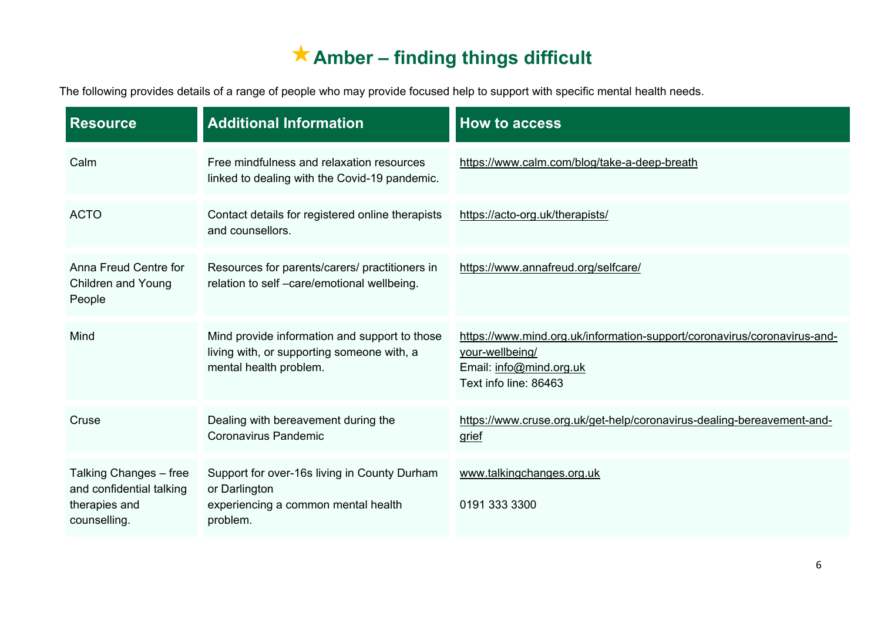# ★ Amber – finding things difficult

The following provides details of a range of people who may provide focused help to support with specific mental health needs.

| Resource | Additional Information | How to access |
| --- | --- | --- |
| Calm | Free mindfulness and relaxation resources linked to dealing with the Covid-19 pandemic. | https://www.calm.com/blog/take-a-deep-breath |
| ACTO | Contact details for registered online therapists and counsellors. | https://acto-org.uk/therapists/ |
| Anna Freud Centre for Children and Young People | Resources for parents/carers/ practitioners in relation to self –care/emotional wellbeing. | https://www.annafreud.org/selfcare/ |
| Mind | Mind provide information and support to those living with, or supporting someone with, a mental health problem. | https://www.mind.org.uk/information-support/coronavirus/coronavirus-and-your-wellbeing/<br>Email: info@mind.org.uk<br>Text info line: 86463 |
| Cruse | Dealing with bereavement during the Coronavirus Pandemic | https://www.cruse.org.uk/get-help/coronavirus-dealing-bereavement-and-grief |
| Talking Changes – free and confidential talking therapies and counselling. | Support for over-16s living in County Durham or Darlington experiencing a common mental health problem. | www.talkingchanges.org.uk<br><br>0191 333 3300 |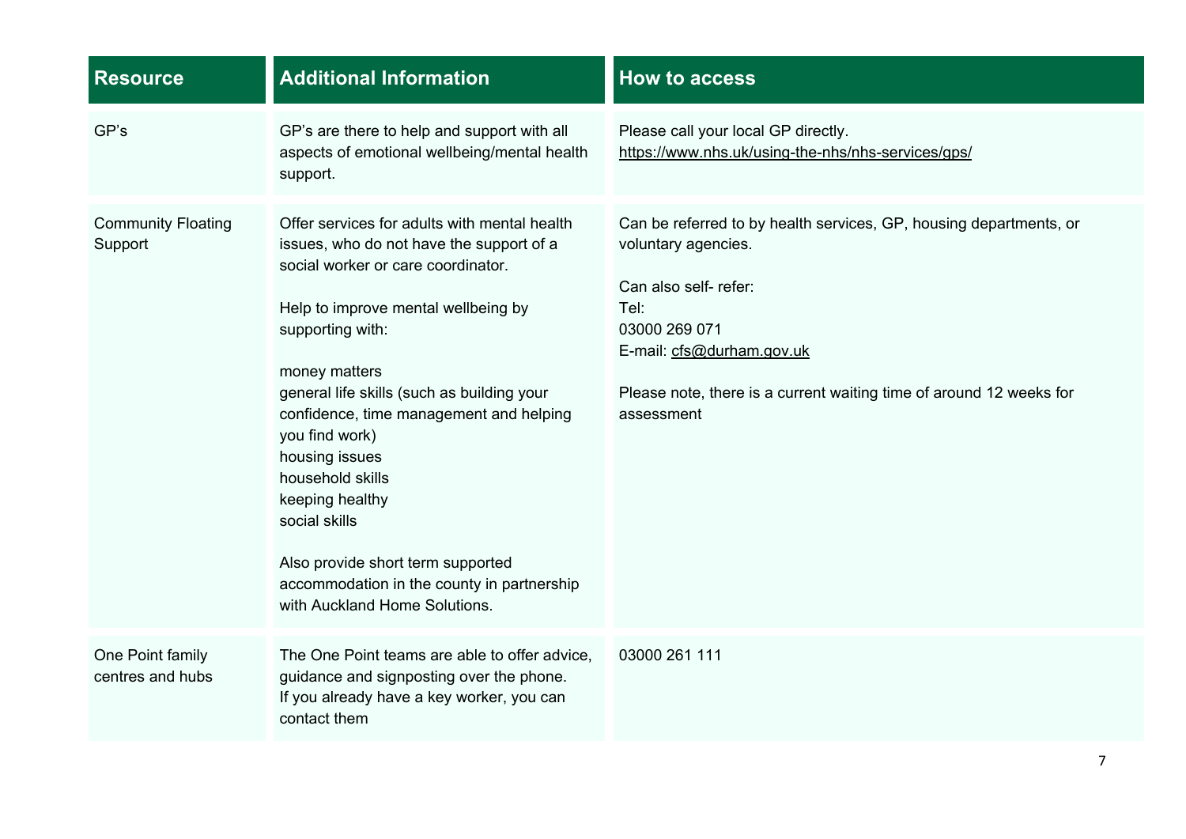| Resource | Additional Information | How to access |
|---|---|---|
| GP's | GP's are there to help and support with all aspects of emotional wellbeing/mental health support. | Please call your local GP directly.<br>https://www.nhs.uk/using-the-nhs/nhs-services/gps/ |
| Community Floating Support | Offer services for adults with mental health issues, who do not have the support of a social worker or care coordinator.<br><br>Help to improve mental wellbeing by supporting with:<br><br>money matters<br>general life skills (such as building your confidence, time management and helping you find work)<br>housing issues<br>household skills<br>keeping healthy<br>social skills<br><br>Also provide short term supported accommodation in the county in partnership with Auckland Home Solutions. | Can be referred to by health services, GP, housing departments, or voluntary agencies.<br><br>Can also self- refer:<br>Tel:<br>03000 269 071<br>E-mail: cfs@durham.gov.uk<br><br>Please note, there is a current waiting time of around 12 weeks for assessment |
| One Point family centres and hubs | The One Point teams are able to offer advice, guidance and signposting over the phone. If you already have a key worker, you can contact them | 03000 261 111 |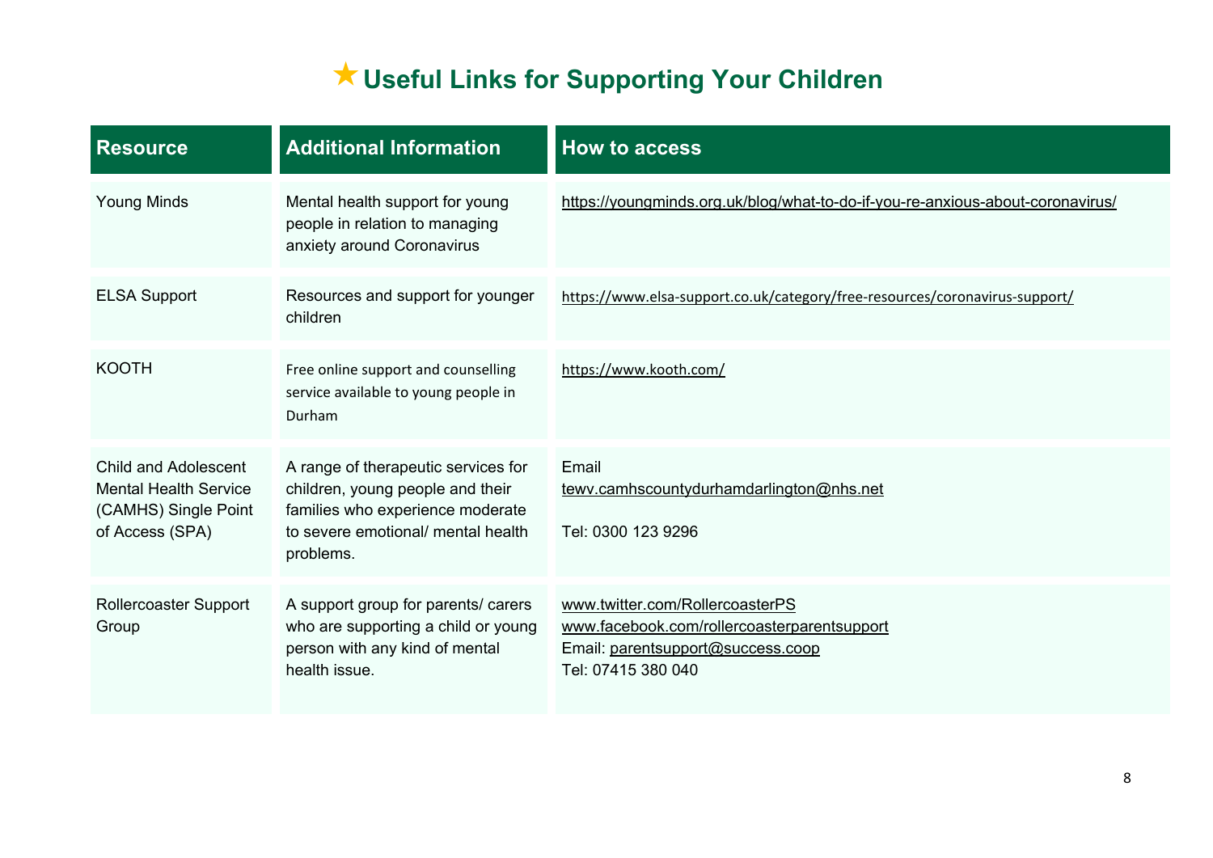# ★ Useful Links for Supporting Your Children

| Resource | Additional Information | How to access |
| --- | --- | --- |
| Young Minds | Mental health support for young people in relation to managing anxiety around Coronavirus | https://youngminds.org.uk/blog/what-to-do-if-you-re-anxious-about-coronavirus/ |
| ELSA Support | Resources and support for younger children | https://www.elsa-support.co.uk/category/free-resources/coronavirus-support/ |
| KOOTH | Free online support and counselling service available to young people in Durham | https://www.kooth.com/ |
| Child and Adolescent Mental Health Service (CAMHS) Single Point of Access (SPA) | A range of therapeutic services for children, young people and their families who experience moderate to severe emotional/ mental health problems. | Email tewv.camhscountydurhamdarlington@nhs.net<br><br>Tel: 0300 123 9296 |
| Rollercoaster Support Group | A support group for parents/ carers who are supporting a child or young person with any kind of mental health issue. | www.twitter.com/RollercoasterPS<br>www.facebook.com/rollercoasterparentsupport<br>Email: parentsupport@success.coop<br>Tel: 07415 380 040 |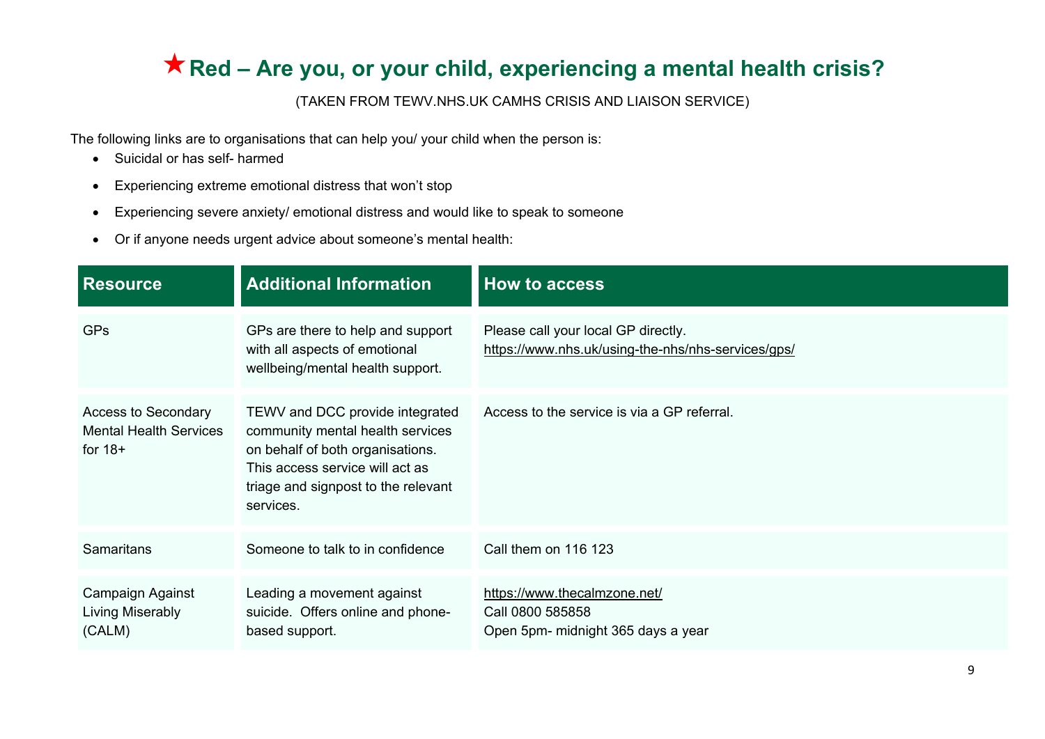# ★ Red – Are you, or your child, experiencing a mental health crisis?

(TAKEN FROM TEWV.NHS.UK CAMHS CRISIS AND LIAISON SERVICE)

The following links are to organisations that can help you/ your child when the person is:

- Suicidal or has self- harmed
- Experiencing extreme emotional distress that won't stop
- Experiencing severe anxiety/ emotional distress and would like to speak to someone
- Or if anyone needs urgent advice about someone's mental health:

| Resource | Additional Information | How to access |
|---|---|---|
| GPs | GPs are there to help and support with all aspects of emotional wellbeing/mental health support. | Please call your local GP directly.<br>https://www.nhs.uk/using-the-nhs/nhs-services/gps/ |
| Access to Secondary Mental Health Services for 18+ | TEWV and DCC provide integrated community mental health services on behalf of both organisations. This access service will act as triage and signpost to the relevant services. | Access to the service is via a GP referral. |
| Samaritans | Someone to talk to in confidence | Call them on 116 123 |
| Campaign Against Living Miserably (CALM) | Leading a movement against suicide. Offers online and phone-based support. | https://www.thecalmzone.net/<br>Call 0800 585858<br>Open 5pm- midnight 365 days a year |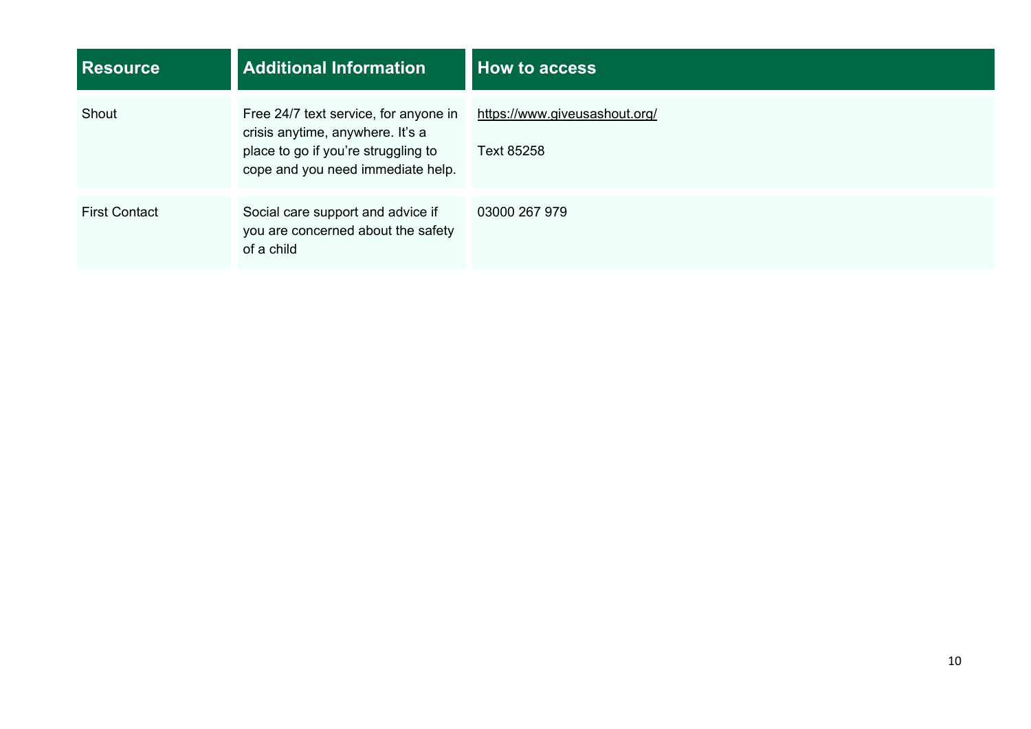| Resource | Additional Information | How to access |
| --- | --- | --- |
| Shout | Free 24/7 text service, for anyone in crisis anytime, anywhere. It's a place to go if you're struggling to cope and you need immediate help. | https://www.giveusashout.org/<br><br>Text 85258 |
| First Contact | Social care support and advice if you are concerned about the safety of a child | 03000 267 979 |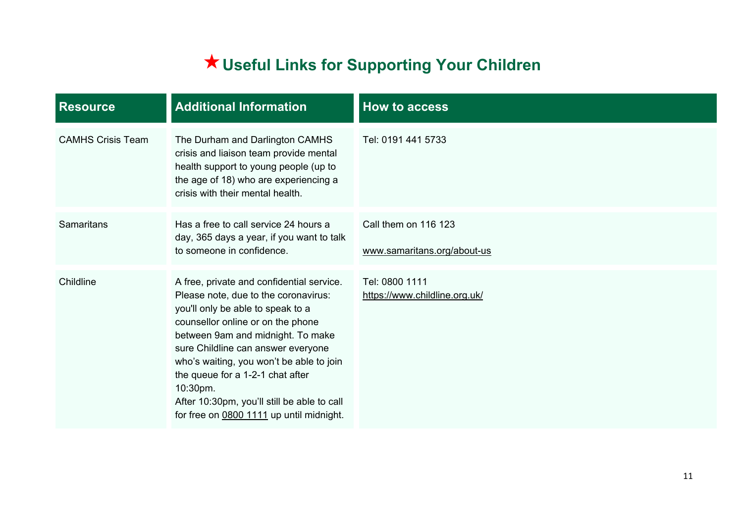# ★Useful Links for Supporting Your Children

| Resource | Additional Information | How to access |
| --- | --- | --- |
| CAMHS Crisis Team | The Durham and Darlington CAMHS crisis and liaison team provide mental health support to young people (up to the age of 18) who are experiencing a crisis with their mental health. | Tel: 0191 441 5733 |
| Samaritans | Has a free to call service 24 hours a day, 365 days a year, if you want to talk to someone in confidence. | Call them on 116 123<br><br>www.samaritans.org/about-us |
| Childline | A free, private and confidential service. Please note, due to the coronavirus: you'll only be able to speak to a counsellor online or on the phone between 9am and midnight. To make sure Childline can answer everyone who's waiting, you won't be able to join the queue for a 1-2-1 chat after 10:30pm.<br>After 10:30pm, you'll still be able to call for free on 0800 1111 up until midnight. | Tel: 0800 1111<br>https://www.childline.org.uk/ |